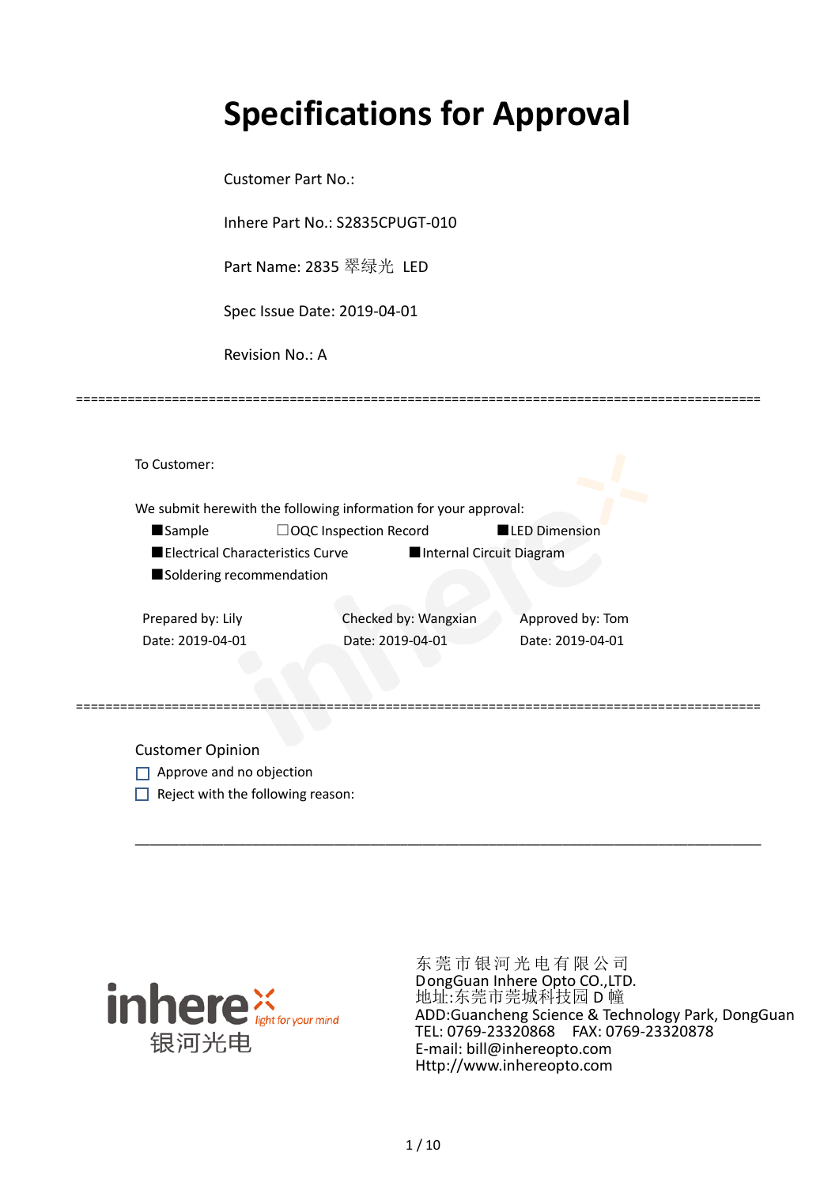# Specifications for Approval

Customer Part No.:

Inhere Part No.: S2835CPUGT-010

Part Name: 2835 翠绿光 LED

Spec Issue Date: 2019-04-01

Revision No.: A

==========================================================================================

To Customer:

We submit herewith the following information for your approval:

■Sample　　□OQC Inspection Record　　■LED Dimension

■Electrical Characteristics Curve　　■Internal Circuit Diagram

■Soldering recommendation

| | | |
|---|---|---|
| Prepared by: Lily | Checked by: Wangxian | Approved by: Tom |
| Date: 2019-04-01 | Date: 2019-04-01 | Date: 2019-04-01 |

==========================================================================================

Customer Opinion

☐ Approve and no objection

☐ Reject with the following reason:

_______________________________________________________________________________

inhere 银河光电 light for your mind

东 莞 市 银 河 光 电 有 限 公 司
DongGuan Inhere Opto CO.,LTD.
地址:东莞市莞城科技园 D 幢
ADD:Guancheng Science & Technology Park, DongGuan
TEL: 0769-23320868　FAX: 0769-23320878
E-mail: bill@inhereopto.com
Http://www.inhereopto.com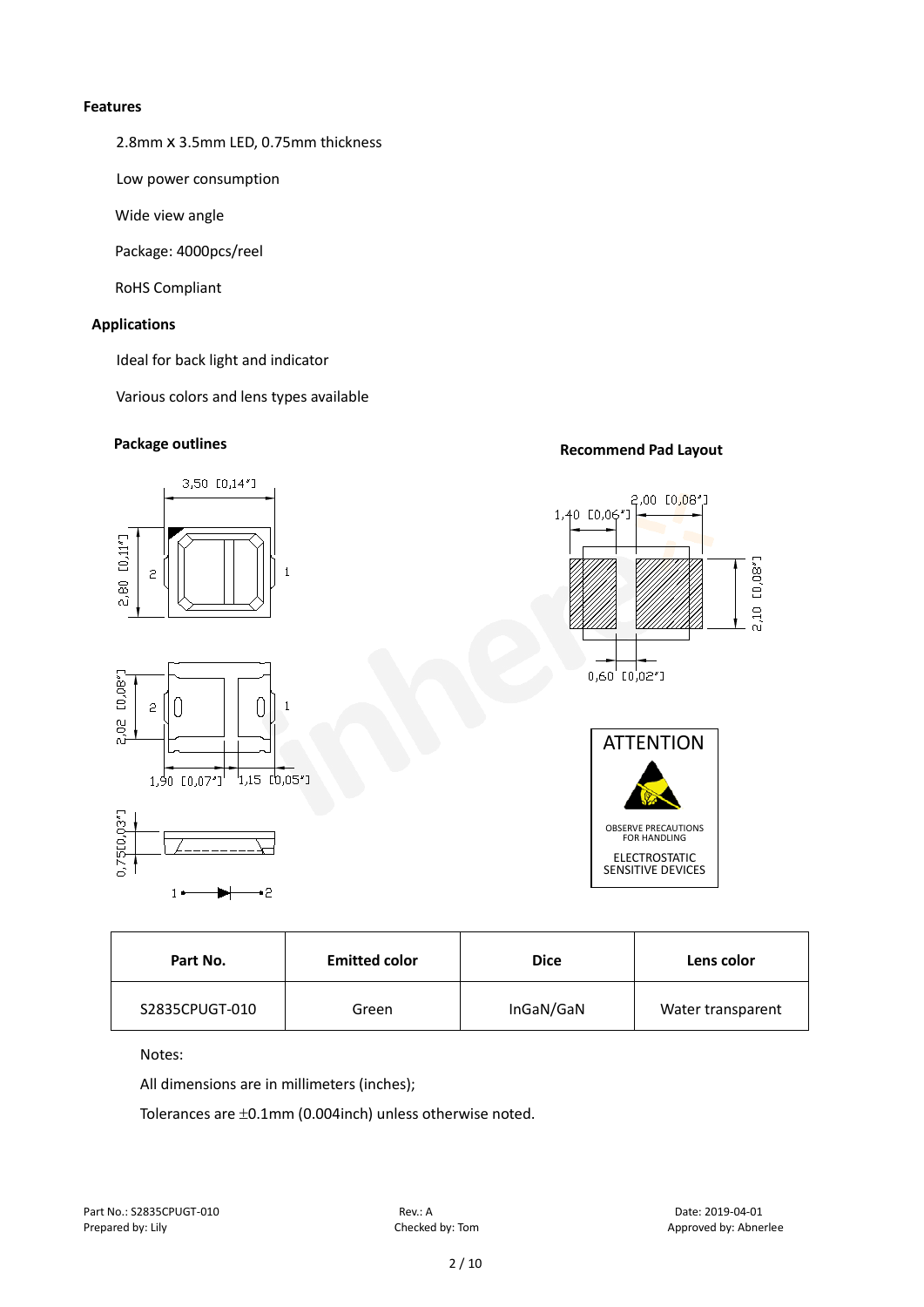**Features**

2.8mm X 3.5mm LED, 0.75mm thickness

Low power consumption

Wide view angle

Package: 4000pcs/reel

RoHS Compliant

**Applications**

Ideal for back light and indicator

Various colors and lens types available

**Package outlines**

3,50 [0,14"]

2,80 [0,11"]

2

1

2,02 [0,08"]

2

1

1,90 [0,07"]

1,15 [0,05"]

0,75[0,03"]

1

2

**Recommend Pad Layout**

2,00 [0,08"]

1,40 [0,06"]

2,10 [0,08"]

0,60 [0,02"]

ATTENTION

OBSERVE PRECAUTIONS FOR HANDLING

ELECTROSTATIC SENSITIVE DEVICES

| Part No. | Emitted color | Dice | Lens color |
|---|---|---|---|
| S2835CPUGT-010 | Green | InGaN/GaN | Water transparent |

Notes:

All dimensions are in millimeters (inches);

Tolerances are ±0.1mm (0.004inch) unless otherwise noted.

Part No.: S2835CPUGT-010
Prepared by: Lily

Rev.: A
Checked by: Tom

Date: 2019-04-01
Approved by: Abnerlee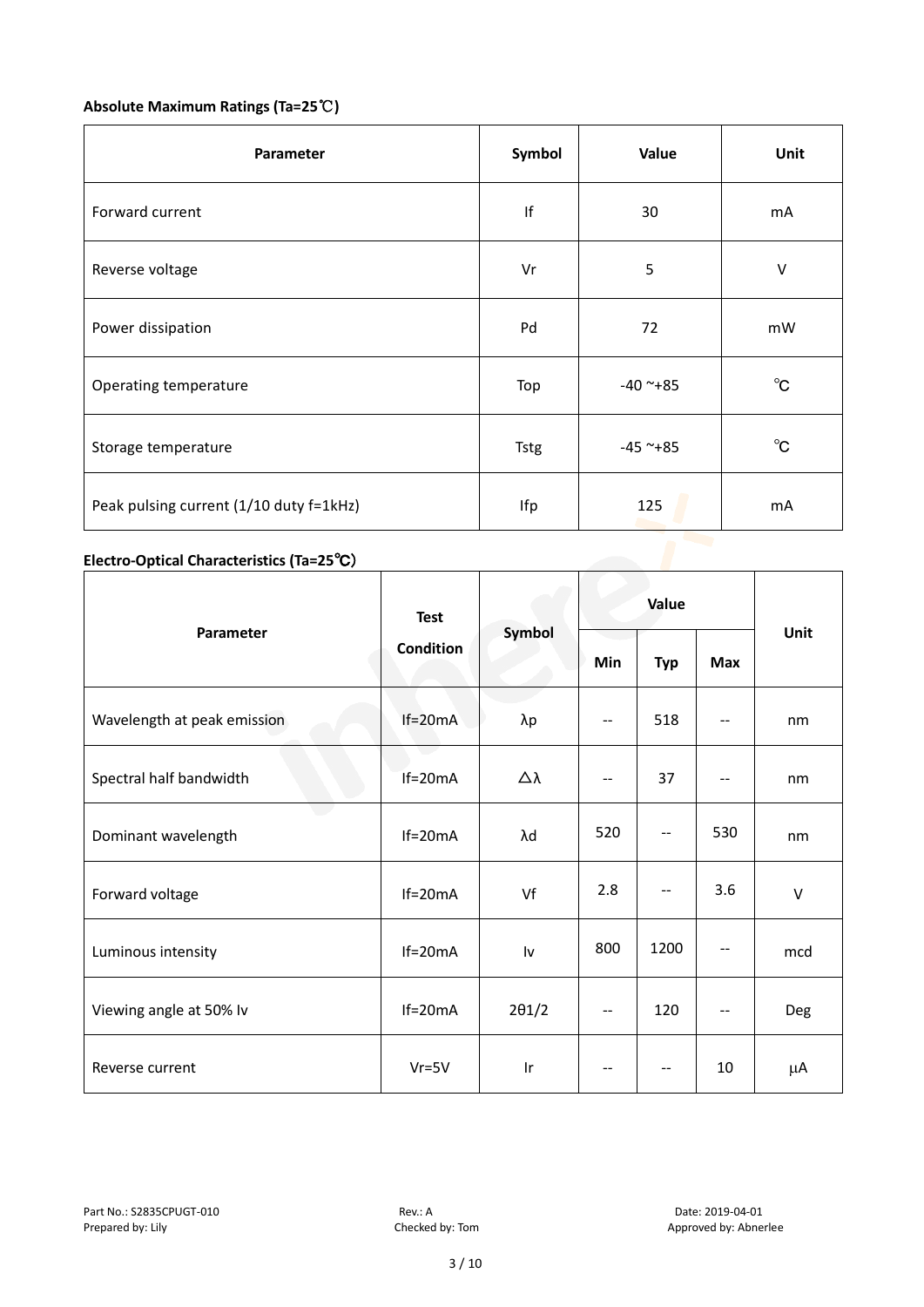**Absolute Maximum Ratings (Ta=25℃)**

| Parameter | Symbol | Value | Unit |
|---|---|---|---|
| Forward current | If | 30 | mA |
| Reverse voltage | Vr | 5 | V |
| Power dissipation | Pd | 72 | mW |
| Operating temperature | Top | -40 ~+85 | ℃ |
| Storage temperature | Tstg | -45 ~+85 | ℃ |
| Peak pulsing current (1/10 duty f=1kHz) | Ifp | 125 | mA |

**Electro-Optical Characteristics (Ta=25℃)**

| Parameter | Test Condition | Symbol | Value | | | Unit |
|---|---|---|---|---|---|---|
| | | | Min | Typ | Max | |
| Wavelength at peak emission | If=20mA | λp | -- | 518 | -- | nm |
| Spectral half bandwidth | If=20mA | △λ | -- | 37 | -- | nm |
| Dominant wavelength | If=20mA | λd | 520 | -- | 530 | nm |
| Forward voltage | If=20mA | Vf | 2.8 | -- | 3.6 | V |
| Luminous intensity | If=20mA | Iv | 800 | 1200 | -- | mcd |
| Viewing angle at 50% Iv | If=20mA | 2θ1/2 | -- | 120 | -- | Deg |
| Reverse current | Vr=5V | Ir | -- | -- | 10 | μA |

Part No.: S2835CPUGT-010　　Rev.: A　　Date: 2019-04-01
Prepared by: Lily　　Checked by: Tom　　Approved by: Abnerlee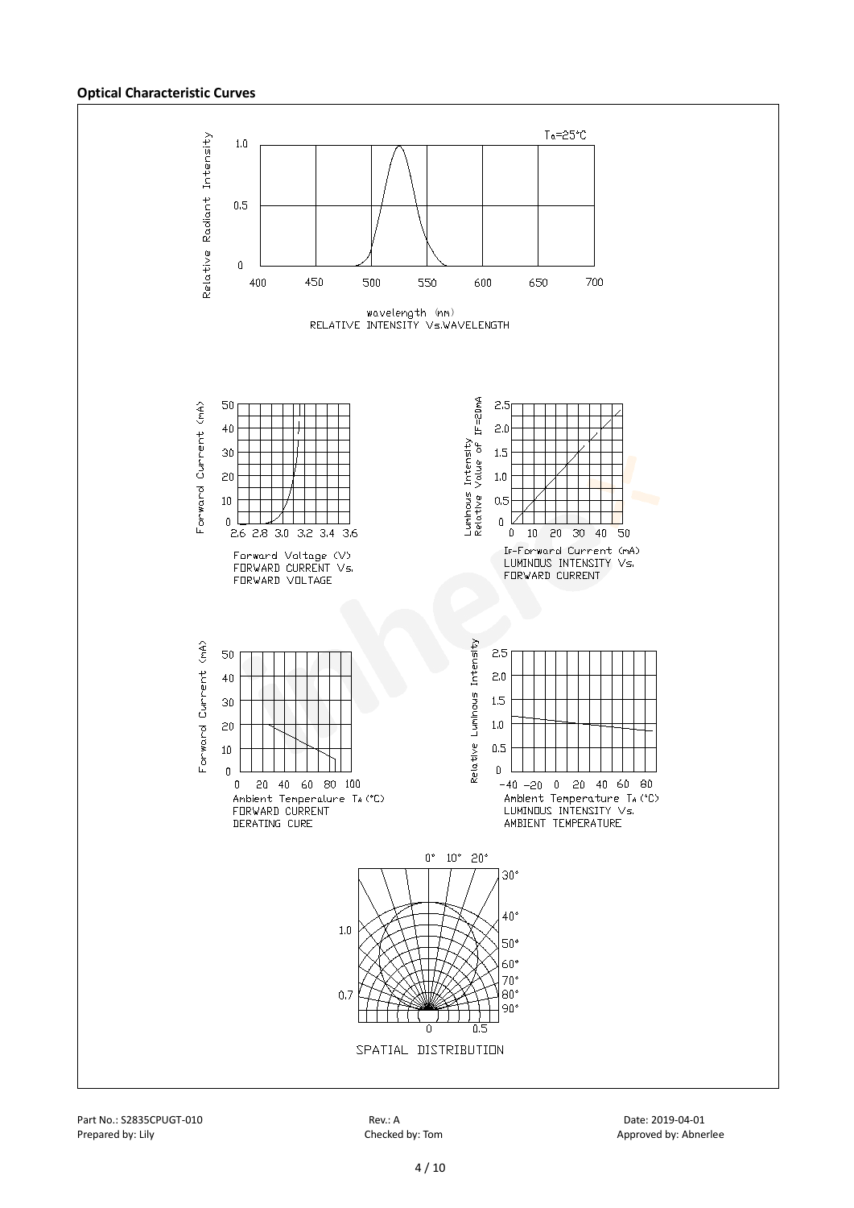**Optical Characteristic Curves**

Ta=25°C

Relative Radiant Intensity

1.0

0.5

0

400 450 500 550 600 650 700

wavelength (nm)
RELATIVE INTENSITY Vs.WAVELENGTH

Forward Current (mA)

50 40 30 20 10 0

2.6 2.8 3.0 3.2 3.4 3.6

Forward Voltage (V)
FORWARD CURRENT Vs.
FORWARD VOLTAGE

Luminous Intensity
Relative Value of IF=20mA

2.5 2.0 1.5 1.0 0.5 0

0 10 20 30 40 50

IF-Forward Current (mA)
LUMINOUS INTENSITY Vs.
FORWARD CURRENT

Forward Current (mA)

50 40 30 20 10 0

0 20 40 60 80 100

Ambient Temperature TA (°C)
FORWARD CURRENT
DERATING CURE

Relative Luminous Intensity

2.5 2.0 1.5 1.0 0.5 0

-40 -20 0 20 40 60 80

Ambient Temperature TA (°C)
LUMINOUS INTENSITY Vs.
AMBIENT TEMPERATURE

0° 10° 20° 30° 40° 50° 60° 70° 80° 90°

1.0

0.7

0 0.5

SPATIAL DISTRIBUTION

Part No.: S2835CPUGT-010 Rev.: A Date: 2019-04-01
Prepared by: Lily Checked by: Tom Approved by: Abnerlee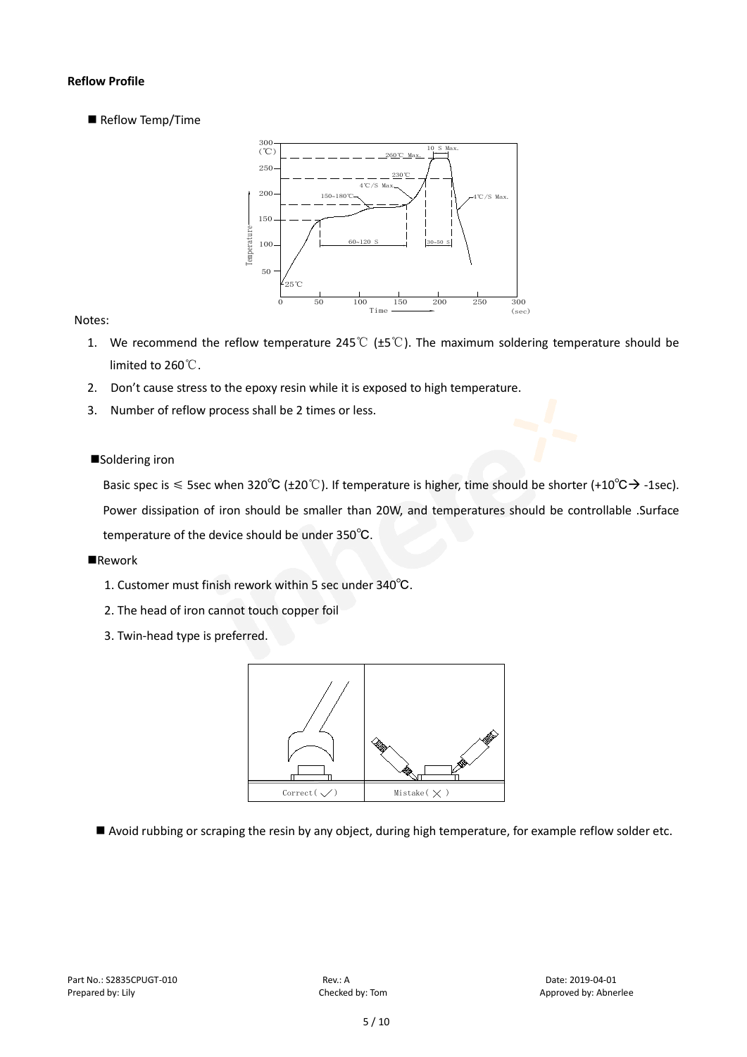**Reflow Profile**

■ Reflow Temp/Time

300
(℃)
250
200
150
100
50
Temperature
25℃
0 50 100 150 200 250 300
Time
(sec)
260℃ Max.
10 S Max.
230℃
4℃/S Max.
150~180℃
4℃/S Max.
60~120 S
30~50 S

Notes:

1. We recommend the reflow temperature 245℃ (±5℃). The maximum soldering temperature should be limited to 260℃.
2. Don't cause stress to the epoxy resin while it is exposed to high temperature.
3. Number of reflow process shall be 2 times or less.

■Soldering iron

Basic spec is ≤ 5sec when 320℃ (±20℃). If temperature is higher, time should be shorter (+10℃→ -1sec). Power dissipation of iron should be smaller than 20W, and temperatures should be controllable .Surface temperature of the device should be under 350℃.

■Rework

1. Customer must finish rework within 5 sec under 340℃.
2. The head of iron cannot touch copper foil
3. Twin-head type is preferred.

Correct( ✓ )
Mistake( ✕ )

■ Avoid rubbing or scraping the resin by any object, during high temperature, for example reflow solder etc.

Part No.: S2835CPUGT-010 Rev.: A Date: 2019-04-01
Prepared by: Lily Checked by: Tom Approved by: Abnerlee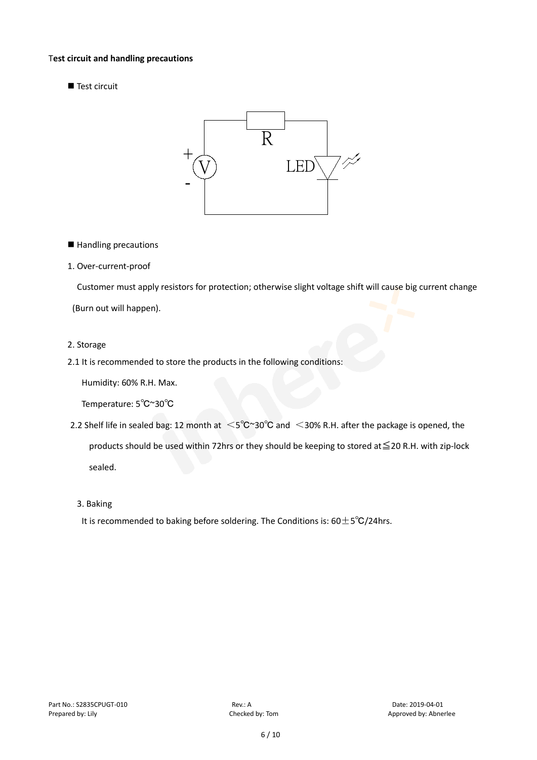**Test circuit and handling precautions**

■ Test circuit

R

+

V

-

LED

■ Handling precautions

1. Over-current-proof

Customer must apply resistors for protection; otherwise slight voltage shift will cause big current change (Burn out will happen).

2. Storage

2.1 It is recommended to store the products in the following conditions:

Humidity: 60% R.H. Max.

Temperature: 5℃~30℃

2.2 Shelf life in sealed bag: 12 month at ＜5℃~30℃ and ＜30% R.H. after the package is opened, the products should be used within 72hrs or they should be keeping to stored at≦20 R.H. with zip-lock sealed.

3. Baking

It is recommended to baking before soldering. The Conditions is: 60±5℃/24hrs.

Part No.: S2835CPUGT-010 Rev.: A Date: 2019-04-01

Prepared by: Lily Checked by: Tom Approved by: Abnerlee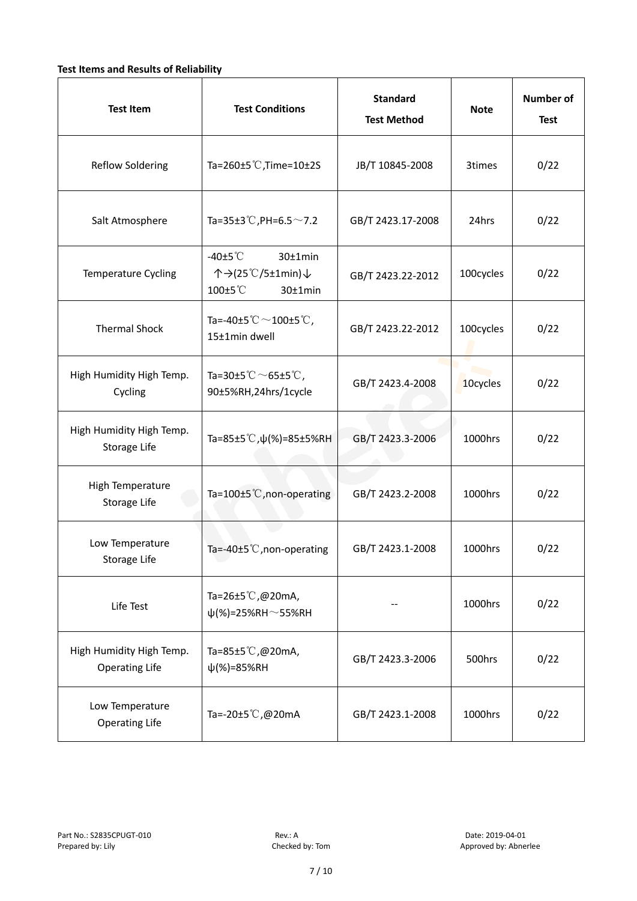**Test Items and Results of Reliability**

| Test Item | Test Conditions | Standard Test Method | Note | Number of Test |
|---|---|---|---|---|
| Reflow Soldering | Ta=260±5℃,Time=10±2S | JB/T 10845-2008 | 3times | 0/22 |
| Salt Atmosphere | Ta=35±3℃,PH=6.5～7.2 | GB/T 2423.17-2008 | 24hrs | 0/22 |
| Temperature Cycling | -40±5℃ 30±1min ↑→(25℃/5±1min)↓ 100±5℃ 30±1min | GB/T 2423.22-2012 | 100cycles | 0/22 |
| Thermal Shock | Ta=-40±5℃～100±5℃, 15±1min dwell | GB/T 2423.22-2012 | 100cycles | 0/22 |
| High Humidity High Temp. Cycling | Ta=30±5℃～65±5℃, 90±5%RH,24hrs/1cycle | GB/T 2423.4-2008 | 10cycles | 0/22 |
| High Humidity High Temp. Storage Life | Ta=85±5℃,ψ(%)=85±5%RH | GB/T 2423.3-2006 | 1000hrs | 0/22 |
| High Temperature Storage Life | Ta=100±5℃,non-operating | GB/T 2423.2-2008 | 1000hrs | 0/22 |
| Low Temperature Storage Life | Ta=-40±5℃,non-operating | GB/T 2423.1-2008 | 1000hrs | 0/22 |
| Life Test | Ta=26±5℃,@20mA, ψ(%)=25%RH～55%RH | -- | 1000hrs | 0/22 |
| High Humidity High Temp. Operating Life | Ta=85±5℃,@20mA, ψ(%)=85%RH | GB/T 2423.3-2006 | 500hrs | 0/22 |
| Low Temperature Operating Life | Ta=-20±5℃,@20mA | GB/T 2423.1-2008 | 1000hrs | 0/22 |

Part No.: S2835CPUGT-010　　Rev.: A　　Date: 2019-04-01
Prepared by: Lily　　Checked by: Tom　　Approved by: Abnerlee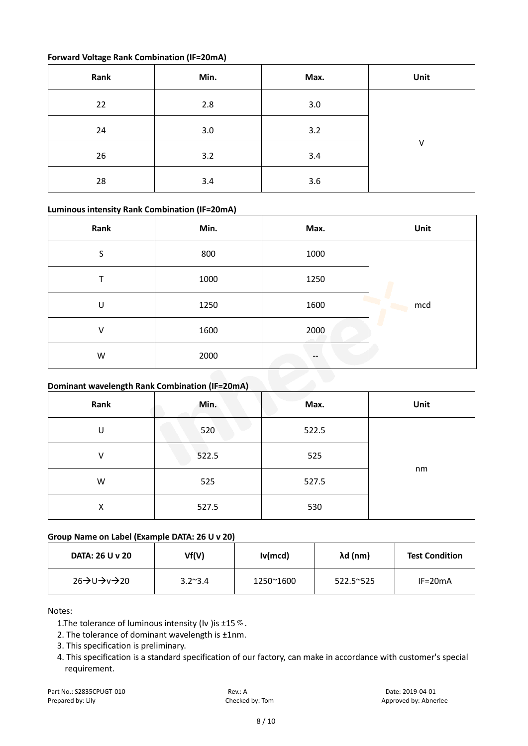**Forward Voltage Rank Combination (IF=20mA)**

| Rank | Min. | Max. | Unit |
|---|---|---|---|
| 22 | 2.8 | 3.0 | V |
| 24 | 3.0 | 3.2 | |
| 26 | 3.2 | 3.4 | |
| 28 | 3.4 | 3.6 | |

**Luminous intensity Rank Combination (IF=20mA)**

| Rank | Min. | Max. | Unit |
|---|---|---|---|
| S | 800 | 1000 | mcd |
| T | 1000 | 1250 | |
| U | 1250 | 1600 | |
| V | 1600 | 2000 | |
| W | 2000 | -- | |

**Dominant wavelength Rank Combination (IF=20mA)**

| Rank | Min. | Max. | Unit |
|---|---|---|---|
| U | 520 | 522.5 | nm |
| V | 522.5 | 525 | |
| W | 525 | 527.5 | |
| X | 527.5 | 530 | |

**Group Name on Label (Example DATA: 26 U v 20)**

| DATA: 26 U v 20 | Vf(V) | Iv(mcd) | λd (nm) | Test Condition |
|---|---|---|---|---|
| 26→U→v→20 | 3.2~3.4 | 1250~1600 | 522.5~525 | IF=20mA |

Notes:

1. The tolerance of luminous intensity (Iv )is ±15％.
2. The tolerance of dominant wavelength is ±1nm.
3. This specification is preliminary.
4. This specification is a standard specification of our factory, can make in accordance with customer's special requirement.

Part No.: S2835CPUGT-010 Rev.: A Date: 2019-04-01
Prepared by: Lily Checked by: Tom Approved by: Abnerlee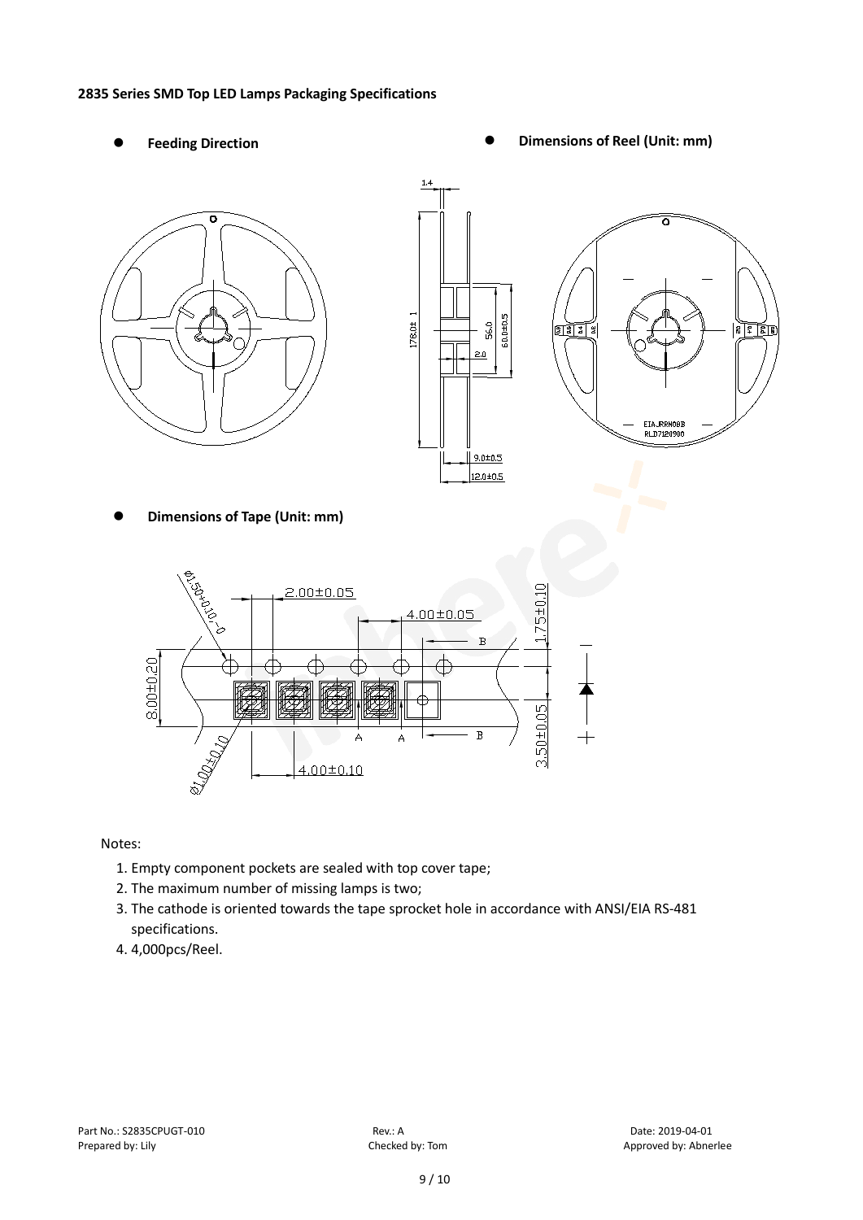**2835 Series SMD Top LED Lamps Packaging Specifications**

- **Feeding Direction**
- **Dimensions of Reel (Unit: mm)**

1.4

178.0± 1

56.0

60.0±0.5

2.0

9.0±0.5

12.0±0.5

EIAJRRN08B
RLD7120900

- **Dimensions of Tape (Unit: mm)**

Φ1.50+0.10,-0

2.00±0.05

4.00±0.05

1.75±0.10

8.00±0.20

3.50±0.05

Φ1.00±0.10

4.00±0.10

A A B B

Notes:

1. Empty component pockets are sealed with top cover tape;
2. The maximum number of missing lamps is two;
3. The cathode is oriented towards the tape sprocket hole in accordance with ANSI/EIA RS-481 specifications.
4. 4,000pcs/Reel.

Part No.: S2835CPUGT-010 Rev.: A Date: 2019-04-01
Prepared by: Lily Checked by: Tom Approved by: Abnerlee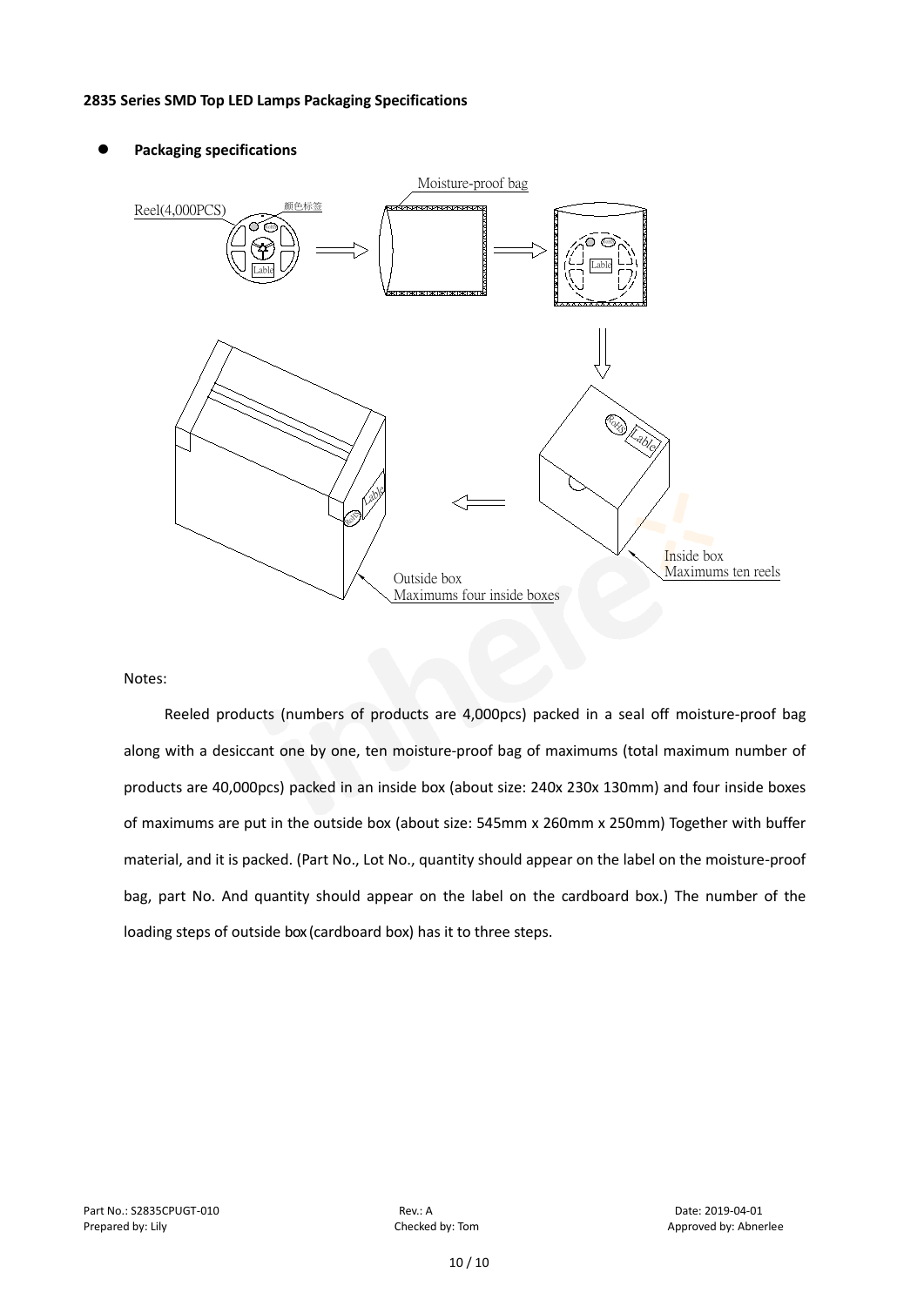**2835 Series SMD Top LED Lamps Packaging Specifications**

- **Packaging specifications**

Reel(4,000PCS)

顏色标签

Lable

Moisture-proof bag

Lable

RoHS

Lable

Inside box

Maximums ten reels

Lable

RoHS

Outside box

Maximums four inside boxes

Notes:

Reeled products (numbers of products are 4,000pcs) packed in a seal off moisture-proof bag along with a desiccant one by one, ten moisture-proof bag of maximums (total maximum number of products are 40,000pcs) packed in an inside box (about size: 240x 230x 130mm) and four inside boxes of maximums are put in the outside box (about size: 545mm x 260mm x 250mm) Together with buffer material, and it is packed. (Part No., Lot No., quantity should appear on the label on the moisture-proof bag, part No. And quantity should appear on the label on the cardboard box.) The number of the loading steps of outside box (cardboard box) has it to three steps.

Part No.: S2835CPUGT-010 | Rev.: A | Date: 2019-04-01

Prepared by: Lily | Checked by: Tom | Approved by: Abnerlee